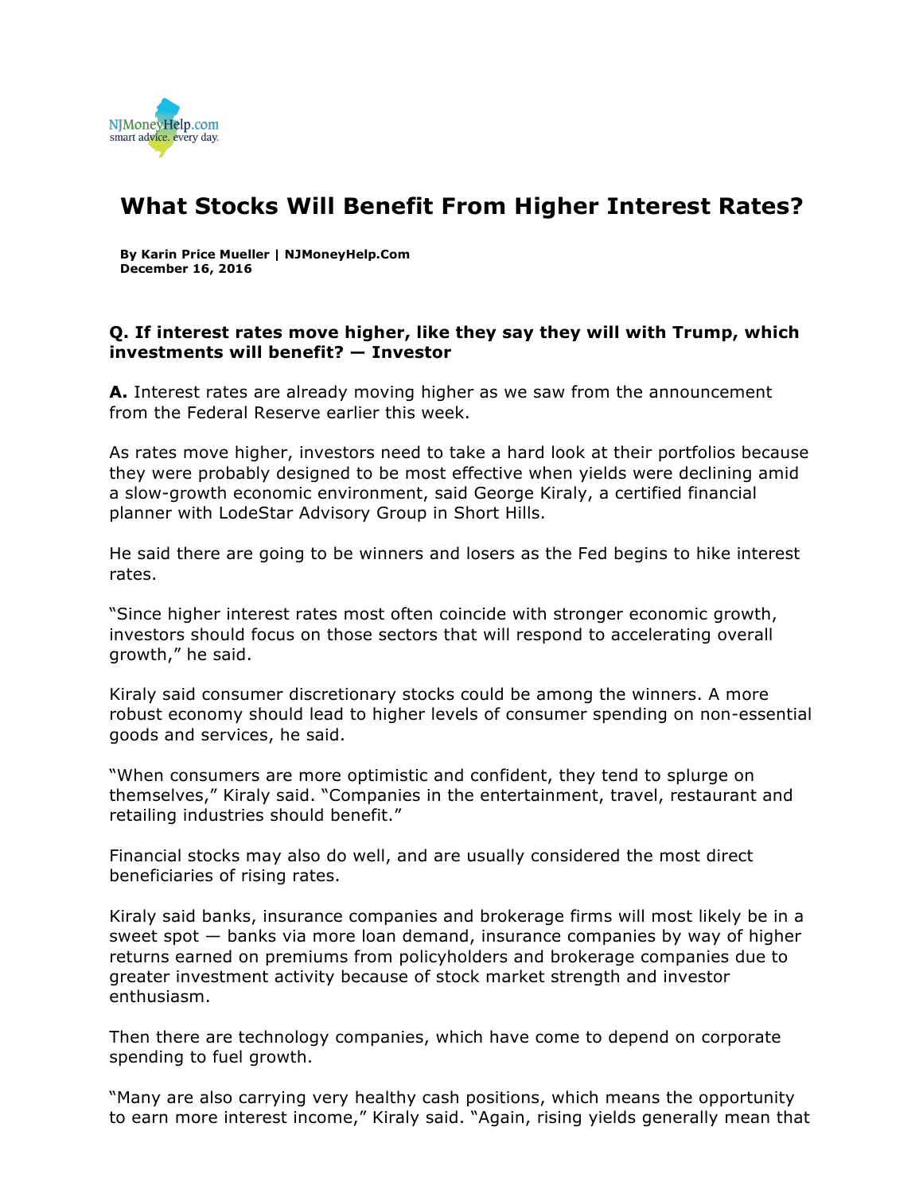NJMoneyHelp.com
smart advice. every day.

# What Stocks Will Benefit From Higher Interest Rates?

**By Karin Price Mueller | NJMoneyHelp.Com**
**December 16, 2016**

**Q. If interest rates move higher, like they say they will with Trump, which investments will benefit? — Investor**

**A.** Interest rates are already moving higher as we saw from the announcement from the Federal Reserve earlier this week.

As rates move higher, investors need to take a hard look at their portfolios because they were probably designed to be most effective when yields were declining amid a slow-growth economic environment, said George Kiraly, a certified financial planner with LodeStar Advisory Group in Short Hills.

He said there are going to be winners and losers as the Fed begins to hike interest rates.

"Since higher interest rates most often coincide with stronger economic growth, investors should focus on those sectors that will respond to accelerating overall growth," he said.

Kiraly said consumer discretionary stocks could be among the winners. A more robust economy should lead to higher levels of consumer spending on non-essential goods and services, he said.

"When consumers are more optimistic and confident, they tend to splurge on themselves," Kiraly said. "Companies in the entertainment, travel, restaurant and retailing industries should benefit."

Financial stocks may also do well, and are usually considered the most direct beneficiaries of rising rates.

Kiraly said banks, insurance companies and brokerage firms will most likely be in a sweet spot — banks via more loan demand, insurance companies by way of higher returns earned on premiums from policyholders and brokerage companies due to greater investment activity because of stock market strength and investor enthusiasm.

Then there are technology companies, which have come to depend on corporate spending to fuel growth.

"Many are also carrying very healthy cash positions, which means the opportunity to earn more interest income," Kiraly said. "Again, rising yields generally mean that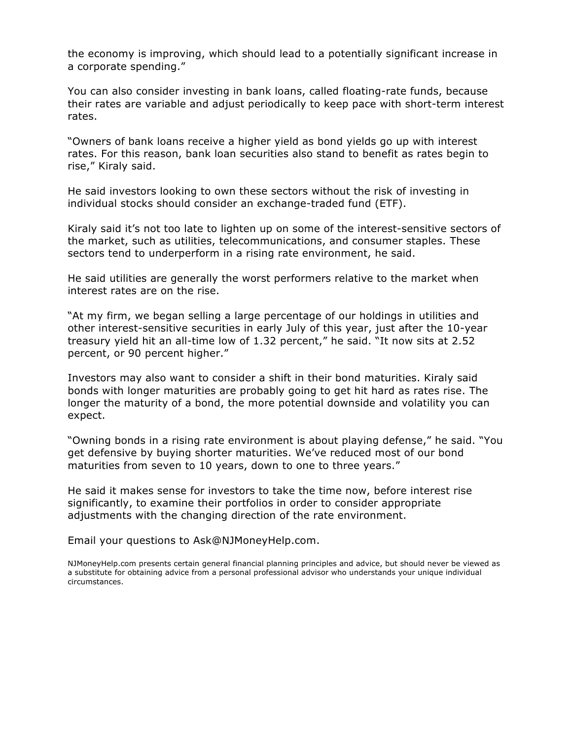the economy is improving, which should lead to a potentially significant increase in a corporate spending."

You can also consider investing in bank loans, called floating-rate funds, because their rates are variable and adjust periodically to keep pace with short-term interest rates.

"Owners of bank loans receive a higher yield as bond yields go up with interest rates. For this reason, bank loan securities also stand to benefit as rates begin to rise," Kiraly said.

He said investors looking to own these sectors without the risk of investing in individual stocks should consider an exchange-traded fund (ETF).

Kiraly said it's not too late to lighten up on some of the interest-sensitive sectors of the market, such as utilities, telecommunications, and consumer staples. These sectors tend to underperform in a rising rate environment, he said.

He said utilities are generally the worst performers relative to the market when interest rates are on the rise.

"At my firm, we began selling a large percentage of our holdings in utilities and other interest-sensitive securities in early July of this year, just after the 10-year treasury yield hit an all-time low of 1.32 percent," he said. "It now sits at 2.52 percent, or 90 percent higher."

Investors may also want to consider a shift in their bond maturities. Kiraly said bonds with longer maturities are probably going to get hit hard as rates rise. The longer the maturity of a bond, the more potential downside and volatility you can expect.

"Owning bonds in a rising rate environment is about playing defense," he said. "You get defensive by buying shorter maturities. We've reduced most of our bond maturities from seven to 10 years, down to one to three years."

He said it makes sense for investors to take the time now, before interest rise significantly, to examine their portfolios in order to consider appropriate adjustments with the changing direction of the rate environment.

Email your questions to Ask@NJMoneyHelp.com.

NJMoneyHelp.com presents certain general financial planning principles and advice, but should never be viewed as a substitute for obtaining advice from a personal professional advisor who understands your unique individual circumstances.